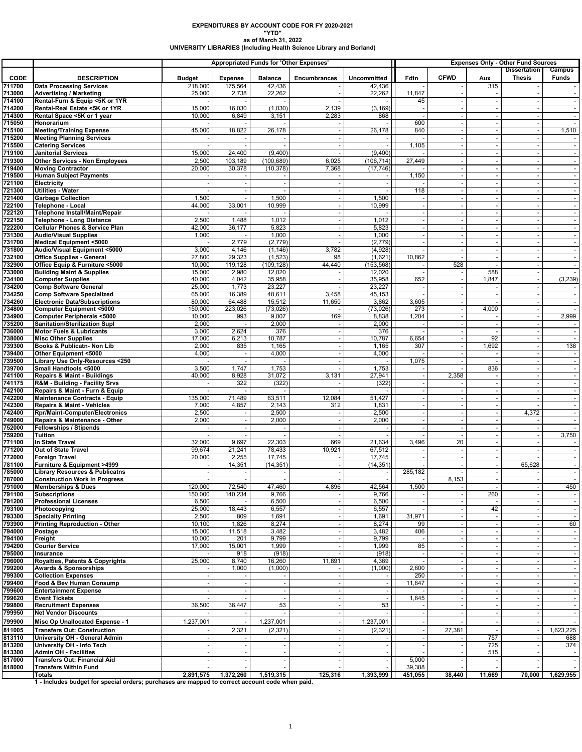# EXPENDITURES BY ACCOUNT CODE FOR FY 2020-2021
## "YTD"
### as of March 31, 2022
### UNIVERSITY LIBRARIES (Including Health Science Library and Borland)

| CODE | DESCRIPTION | Appropriated Funds for 'Other Expenses' Budget | Expense | Balance | Encumbrances | Uncommitted | Expenses Only - Other Fund Sources Fdtn | CFWD | Aux | Dissertation Thesis | Campus Funds |
|---|---|---|---|---|---|---|---|---|---|---|---|
| 711700 | Data Processing Services | 218,000 | 175,564 | 42,436 | - | 42,436 | - | - | 315 | - | - |
| 713000 | Advertising / Marketing | 25,000 | 2,738 | 22,262 | - | 22,262 | 11,847 | - | - | - | - |
| 714100 | Rental-Furn & Equip <5K or 1YR | - | - | - | - | - | 45 | - | - | - | - |
| 714200 | Rental-Real Estate <5K or 1YR | 15,000 | 16,030 | (1,030) | 2,139 | (3,169) | - | - | - | - | - |
| 714300 | Rental Space <5K or 1 year | 10,000 | 6,849 | 3,151 | 2,283 | 868 | - | - | - | - | - |
| 715050 | Honorarium | - | - | - | - | - | 600 | - | - | - | - |
| 715100 | Meeting/Training Expense | 45,000 | 18,822 | 26,178 | - | 26,178 | 840 | - | - | - | 1,510 |
| 715200 | Meeting Planning Services | - | - | - | - | - | - | - | - | - | - |
| 715500 | Catering Services | - | - | - | - | - | 1,105 | - | - | - | - |
| 719100 | Janitorial Services | 15,000 | 24,400 | (9,400) | - | (9,400) | - | - | - | - | - |
| 719300 | Other Services - Non Employees | 2,500 | 103,189 | (100,689) | 6,025 | (106,714) | 27,449 | - | - | - | - |
| 719400 | Moving Contractor | 20,000 | 30,378 | (10,378) | 7,368 | (17,746) | - | - | - | - | - |
| 719500 | Human Subject Payments | - | - | - | - | - | 1,150 | - | - | - | - |
| 721100 | Electricity | - | - | - | - | - | - | - | - | - | - |
| 721300 | Utilities - Water | - | - | - | - | - | 118 | - | - | - | - |
| 721400 | Garbage Collection | 1,500 | - | 1,500 | - | 1,500 | - | - | - | - | - |
| 722100 | Telephone - Local | 44,000 | 33,001 | 10,999 | - | 10,999 | - | - | - | - | - |
| 722120 | Telephone Install/Maint/Repair | - | - | - | - | - | - | - | - | - | - |
| 722150 | Telephone - Long Distance | 2,500 | 1,488 | 1,012 | - | 1,012 | - | - | - | - | - |
| 722200 | Cellular Phones & Service Plan | 42,000 | 36,177 | 5,823 | - | 5,823 | - | - | - | - | - |
| 731300 | Audio/Visual Supplies | 1,000 | - | 1,000 | - | 1,000 | - | - | - | - | - |
| 731700 | Medical Equipment <5000 | - | 2,779 | (2,779) | - | (2,779) | - | - | - | - | - |
| 731800 | Audio/Visual Equipment <5000 | 3,000 | 4,146 | (1,146) | 3,782 | (4,928) | - | - | - | - | - |
| 732100 | Office Supplies - General | 27,800 | 29,323 | (1,523) | 98 | (1,621) | 10,862 | - | - | - | - |
| 732900 | Office Equip & Furniture <5000 | 10,000 | 119,128 | (109,128) | 44,440 | (153,568) | - | 528 | - | - | - |
| 733000 | Building Maint & Supplies | 15,000 | 2,980 | 12,020 | - | 12,020 | - | - | 588 | - | - |
| 734100 | Computer Supplies | 40,000 | 4,042 | 35,958 | - | 35,958 | 652 | - | 1,847 | - | (3,239) |
| 734200 | Comp Software General | 25,000 | 1,773 | 23,227 | - | 23,227 | - | - | - | - | - |
| 734250 | Comp Software Specialized | 65,000 | 16,389 | 48,611 | 3,458 | 45,153 | - | - | - | - | - |
| 734260 | Electronic Data/Subscriptions | 80,000 | 64,488 | 15,512 | 11,650 | 3,862 | 3,605 | - | - | - | - |
| 734800 | Computer Equipment <5000 | 150,000 | 223,026 | (73,026) | - | (73,026) | 273 | - | 4,000 | - | - |
| 734900 | Computer Peripherals <5000 | 10,000 | 993 | 9,007 | 169 | 8,838 | 1,204 | - | - | - | 2,999 |
| 735200 | Sanitation/Sterilization Supl | 2,000 | - | 2,000 | - | 2,000 | - | - | - | - | - |
| 736000 | Motor Fuels & Lubricants | 3,000 | 2,624 | 376 | - | 376 | - | - | - | - | - |
| 738000 | Misc Other Supplies | 17,000 | 6,213 | 10,787 | - | 10,787 | 6,654 | - | 92 | - | - |
| 739300 | Books & Publicatn- Non Lib | 2,000 | 835 | 1,165 | - | 1,165 | 307 | - | 1,692 | - | 138 |
| 739400 | Other Equipment <5000 | 4,000 | - | 4,000 | - | 4,000 | - | - | - | - | - |
| 739500 | Library Use Only-Resources <250 | - | - | - | - | - | 1,075 | - | - | - | - |
| 739700 | Small Handtools <5000 | 3,500 | 1,747 | 1,753 | - | 1,753 | - | - | 836 | - | - |
| 741100 | Repairs & Maint - Buildings | 40,000 | 8,928 | 31,072 | 3,131 | 27,941 | - | 2,358 | - | - | - |
| 741175 | R&M - Building - Facility Srvs | - | 322 | (322) | - | (322) | - | - | - | - | - |
| 742100 | Repairs & Maint - Furn & Equip | - | - | - | - | - | - | - | - | - | - |
| 742200 | Maintenance Contracts - Equip | 135,000 | 71,489 | 63,511 | 12,084 | 51,427 | - | - | - | - | - |
| 742300 | Repairs & Maint - Vehicles | 7,000 | 4,857 | 2,143 | 312 | 1,831 | - | - | - | - | - |
| 742400 | Rpr/Maint-Computer/Electronics | 2,500 | - | 2,500 | - | 2,500 | - | - | - | 4,372 | - |
| 749000 | Repairs & Maintenance - Other | 2,000 | - | 2,000 | - | 2,000 | - | - | - | - | - |
| 752000 | Fellowships / Stipends | - | - | - | - | - | - | - | - | - | - |
| 759200 | Tuition | - | - | - | - | - | - | - | - | - | 3,750 |
| 771100 | In State Travel | 32,000 | 9,697 | 22,303 | 669 | 21,634 | 3,496 | 20 | - | - | - |
| 771200 | Out of State Travel | 99,674 | 21,241 | 78,433 | 10,921 | 67,512 | - | - | - | - | - |
| 772000 | Foreign Travel | 20,000 | 2,255 | 17,745 | - | 17,745 | - | - | - | - | - |
| 781100 | Furniture & Equipment >4999 | - | 14,351 | (14,351) | - | (14,351) | - | - | - | 65,628 | - |
| 785000 | Library Resources & Publicatns | - | - | - | - | - | 285,182 | - | - | - | - |
| 787000 | Construction Work in Progress | - | - | - | - | - | - | 8,153 | - | - | - |
| 791000 | Memberships & Dues | 120,000 | 72,540 | 47,460 | 4,896 | 42,564 | 1,500 | - | - | - | 450 |
| 791100 | Subscriptions | 150,000 | 140,234 | 9,766 | - | 9,766 | - | - | 260 | - | - |
| 791200 | Professional Licenses | 6,500 | - | 6,500 | - | 6,500 | - | - | - | - | - |
| 793100 | Photocopying | 25,000 | 18,443 | 6,557 | - | 6,557 | - | - | 42 | - | - |
| 793300 | Specialty Printing | 2,500 | 809 | 1,691 | - | 1,691 | 31,971 | - | - | - | - |
| 793900 | Printing Reproduction - Other | 10,100 | 1,826 | 8,274 | - | 8,274 | 99 | - | - | - | 60 |
| 794000 | Postage | 15,000 | 11,518 | 3,482 | - | 3,482 | 406 | - | - | - | - |
| 794100 | Freight | 10,000 | 201 | 9,799 | - | 9,799 | - | - | - | - | - |
| 794200 | Courier Service | 17,000 | 15,001 | 1,999 | - | 1,999 | 85 | - | - | - | - |
| 795000 | Insurance | - | 918 | (918) | - | (918) | - | - | - | - | - |
| 796000 | Royalties, Patents & Copyrights | 25,000 | 8,740 | 16,260 | 11,891 | 4,369 | - | - | - | - | - |
| 799200 | Awards & Sponsorships | - | 1,000 | (1,000) | - | (1,000) | 2,600 | - | - | - | - |
| 799300 | Collection Expenses | - | - | - | - | - | 250 | - | - | - | - |
| 799400 | Food & Bev Human Consump | - | - | - | - | - | 11,647 | - | - | - | - |
| 799600 | Entertainment Expense | - | - | - | - | - | - | - | - | - | - |
| 799620 | Event Tickets | - | - | - | - | - | 1,645 | - | - | - | - |
| 799800 | Recruitment Expenses | 36,500 | 36,447 | 53 | - | 53 | - | - | - | - | - |
| 799950 | Net Vendor Discounts | - | - | - | - | - | - | - | - | - | - |
| 799900 | Misc Op Unallocated Expense - 1 | 1,237,001 | - | 1,237,001 | - | 1,237,001 | - | - | - | - | - |
| 811005 | Transfers Out: Construction | - | 2,321 | (2,321) | - | (2,321) | - | 27,381 | - | - | 1,623,225 |
| 813110 | University OH - General Admin | - | - | - | - | - | - | - | 757 | - | 688 |
| 813200 | University OH - Info Tech | - | - | - | - | - | - | - | 725 | - | 374 |
| 813300 | Admin OH - Facilities | - | - | - | - | - | - | - | 515 | - | - |
| 817000 | Transfers Out: Financial Aid | - | - | - | - | - | 5,000 | - | - | - | - |
| 818000 | Transfers Within Fund | - | - | - | - | - | 39,388 | - | - | - | - |
| | **Totals** | **2,891,575** | **1,372,260** | **1,519,315** | **125,316** | **1,393,999** | **451,055** | **38,440** | **11,669** | **70,000** | **1,629,955** |

1 - Includes budget for special orders; purchases are mapped to correct account code when paid.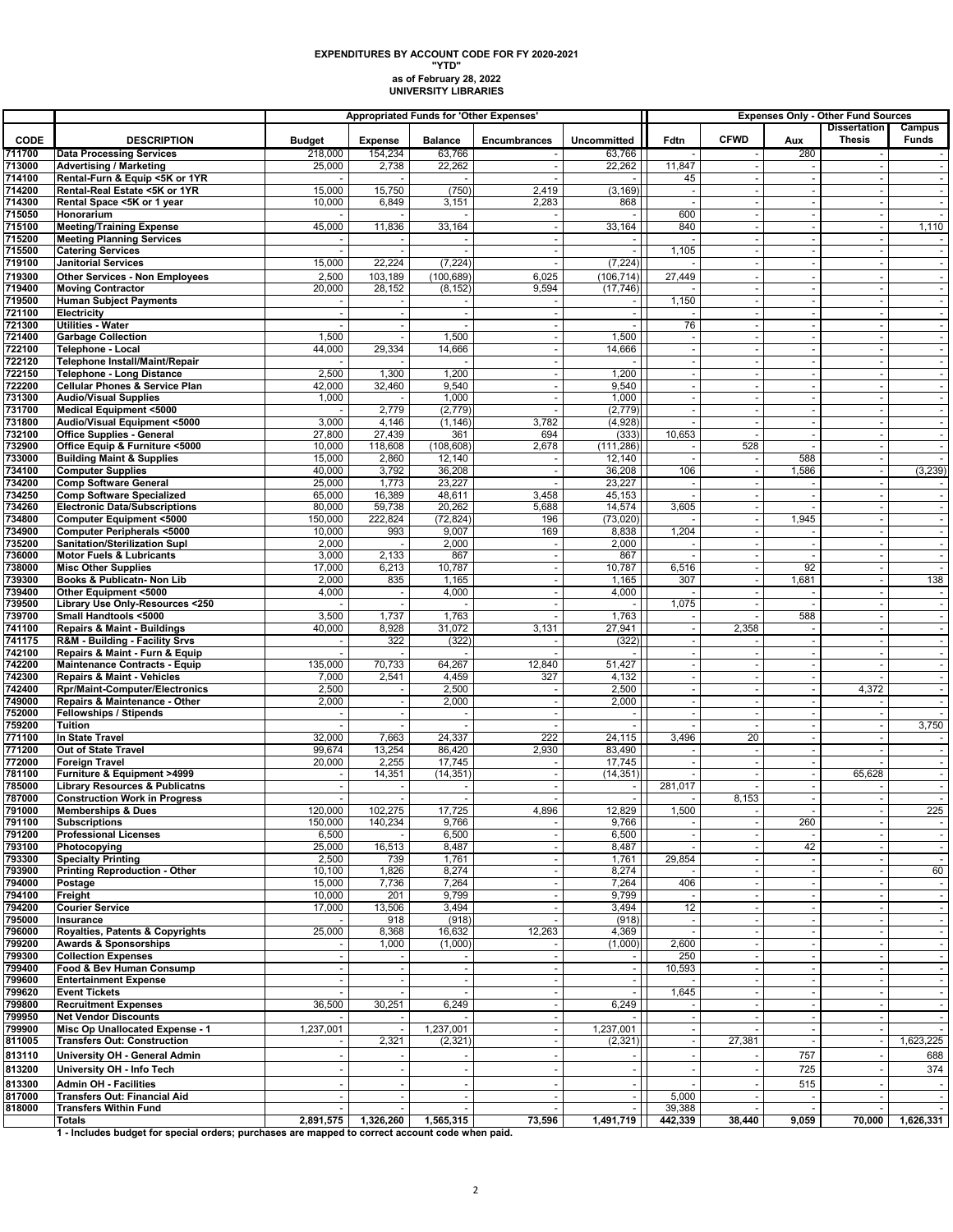# EXPENDITURES BY ACCOUNT CODE FOR FY 2020-2021
## "YTD"
### as of February 28, 2022
### UNIVERSITY LIBRARIES

| | | Appropriated Funds for 'Other Expenses' | | | | | Expenses Only - Other Fund Sources | | | | |
|---|---|---|---|---|---|---|---|---|---|---|---|
| **CODE** | **DESCRIPTION** | **Budget** | **Expense** | **Balance** | **Encumbrances** | **Uncommitted** | **Fdtn** | **CFWD** | **Aux** | **Dissertation Thesis** | **Campus Funds** |
| 711700 | Data Processing Services | 218,000 | 154,234 | 63,766 | - | 63,766 | - | - | 280 | - | - |
| 713000 | Advertising / Marketing | 25,000 | 2,738 | 22,262 | - | 22,262 | 11,847 | - | - | - | - |
| 714100 | Rental-Furn & Equip <5K or 1YR | - | - | - | - | - | 45 | - | - | - | - |
| 714200 | Rental-Real Estate <5K or 1YR | 15,000 | 15,750 | (750) | 2,419 | (3,169) | - | - | - | - | - |
| 714300 | Rental Space <5K or 1 year | 10,000 | 6,849 | 3,151 | 2,283 | 868 | - | - | - | - | - |
| 715050 | Honorarium | - | - | - | - | - | 600 | - | - | - | - |
| 715100 | Meeting/Training Expense | 45,000 | 11,836 | 33,164 | - | 33,164 | 840 | - | - | - | 1,110 |
| 715200 | Meeting Planning Services | - | - | - | - | - | - | - | - | - | - |
| 715500 | Catering Services | - | - | - | - | - | 1,105 | - | - | - | - |
| 719100 | Janitorial Services | 15,000 | 22,224 | (7,224) | - | (7,224) | - | - | - | - | - |
| 719300 | Other Services - Non Employees | 2,500 | 103,189 | (100,689) | 6,025 | (106,714) | 27,449 | - | - | - | - |
| 719400 | Moving Contractor | 20,000 | 28,152 | (8,152) | 9,594 | (17,746) | - | - | - | - | - |
| 719500 | Human Subject Payments | - | - | - | - | - | 1,150 | - | - | - | - |
| 721100 | Electricity | - | - | - | - | - | - | - | - | - | - |
| 721300 | Utilities - Water | - | - | - | - | - | 76 | - | - | - | - |
| 721400 | Garbage Collection | 1,500 | - | 1,500 | - | 1,500 | - | - | - | - | - |
| 722100 | Telephone - Local | 44,000 | 29,334 | 14,666 | - | 14,666 | - | - | - | - | - |
| 722120 | Telephone Install/Maint/Repair | - | - | - | - | - | - | - | - | - | - |
| 722150 | Telephone - Long Distance | 2,500 | 1,300 | 1,200 | - | 1,200 | - | - | - | - | - |
| 722200 | Cellular Phones & Service Plan | 42,000 | 32,460 | 9,540 | - | 9,540 | - | - | - | - | - |
| 731300 | Audio/Visual Supplies | 1,000 | - | 1,000 | - | 1,000 | - | - | - | - | - |
| 731700 | Medical Equipment <5000 | - | 2,779 | (2,779) | - | (2,779) | - | - | - | - | - |
| 731800 | Audio/Visual Equipment <5000 | 3,000 | 4,146 | (1,146) | 3,782 | (4,928) | - | - | - | - | - |
| 732100 | Office Supplies - General | 27,800 | 27,439 | 361 | 694 | (333) | 10,653 | - | - | - | - |
| 732900 | Office Equip & Furniture <5000 | 10,000 | 118,608 | (108,608) | 2,678 | (111,286) | - | 528 | - | - | - |
| 733000 | Building Maint & Supplies | 15,000 | 2,860 | 12,140 | - | 12,140 | - | - | 588 | - | - |
| 734100 | Computer Supplies | 40,000 | 3,792 | 36,208 | - | 36,208 | 106 | - | 1,586 | - | (3,239) |
| 734200 | Comp Software General | 25,000 | 1,773 | 23,227 | - | 23,227 | - | - | - | - | - |
| 734250 | Comp Software Specialized | 65,000 | 16,389 | 48,611 | 3,458 | 45,153 | - | - | - | - | - |
| 734260 | Electronic Data/Subscriptions | 80,000 | 59,738 | 20,262 | 5,688 | 14,574 | 3,605 | - | - | - | - |
| 734800 | Computer Equipment <5000 | 150,000 | 222,824 | (72,824) | 196 | (73,020) | - | - | 1,945 | - | - |
| 734900 | Computer Peripherals <5000 | 10,000 | 993 | 9,007 | 169 | 8,838 | 1,204 | - | - | - | - |
| 735200 | Sanitation/Sterilization Supl | 2,000 | - | 2,000 | - | 2,000 | - | - | - | - | - |
| 736000 | Motor Fuels & Lubricants | 3,000 | 2,133 | 867 | - | 867 | - | - | - | - | - |
| 738000 | Misc Other Supplies | 17,000 | 6,213 | 10,787 | - | 10,787 | 6,516 | - | 92 | - | - |
| 739300 | Books & Publicatn- Non Lib | 2,000 | 835 | 1,165 | - | 1,165 | 307 | - | 1,681 | - | 138 |
| 739400 | Other Equipment <5000 | 4,000 | - | 4,000 | - | 4,000 | - | - | - | - | - |
| 739500 | Library Use Only-Resources <250 | - | - | - | - | - | 1,075 | - | - | - | - |
| 739700 | Small Handtools <5000 | 3,500 | 1,737 | 1,763 | - | 1,763 | - | - | 588 | - | - |
| 741100 | Repairs & Maint - Buildings | 40,000 | 8,928 | 31,072 | 3,131 | 27,941 | - | 2,358 | - | - | - |
| 741175 | R&M - Building - Facility Srvs | - | 322 | (322) | - | (322) | - | - | - | - | - |
| 742100 | Repairs & Maint - Furn & Equip | - | - | - | - | - | - | - | - | - | - |
| 742200 | Maintenance Contracts - Equip | 135,000 | 70,733 | 64,267 | 12,840 | 51,427 | - | - | - | - | - |
| 742300 | Repairs & Maint - Vehicles | 7,000 | 2,541 | 4,459 | 327 | 4,132 | - | - | - | - | - |
| 742400 | Rpr/Maint-Computer/Electronics | 2,500 | - | 2,500 | - | 2,500 | - | - | - | 4,372 | - |
| 749000 | Repairs & Maintenance - Other | 2,000 | - | 2,000 | - | 2,000 | - | - | - | - | - |
| 752000 | Fellowships / Stipends | - | - | - | - | - | - | - | - | - | - |
| 759200 | Tuition | - | - | - | - | - | - | - | - | - | 3,750 |
| 771100 | In State Travel | 32,000 | 7,663 | 24,337 | 222 | 24,115 | 3,496 | 20 | - | - | - |
| 771200 | Out of State Travel | 99,674 | 13,254 | 86,420 | 2,930 | 83,490 | - | - | - | - | - |
| 772000 | Foreign Travel | 20,000 | 2,255 | 17,745 | - | 17,745 | - | - | - | - | - |
| 781100 | Furniture & Equipment >4999 | - | 14,351 | (14,351) | - | (14,351) | - | - | - | 65,628 | - |
| 785000 | Library Resources & Publicatns | - | - | - | - | - | 281,017 | - | - | - | - |
| 787000 | Construction Work in Progress | - | - | - | - | - | - | 8,153 | - | - | - |
| 791000 | Memberships & Dues | 120,000 | 102,275 | 17,725 | 4,896 | 12,829 | 1,500 | - | - | - | 225 |
| 791100 | Subscriptions | 150,000 | 140,234 | 9,766 | - | 9,766 | - | - | 260 | - | - |
| 791200 | Professional Licenses | 6,500 | - | 6,500 | - | 6,500 | - | - | - | - | - |
| 793100 | Photocopying | 25,000 | 16,513 | 8,487 | - | 8,487 | - | - | 42 | - | - |
| 793300 | Specialty Printing | 2,500 | 739 | 1,761 | - | 1,761 | 29,854 | - | - | - | - |
| 793900 | Printing Reproduction - Other | 10,100 | 1,826 | 8,274 | - | 8,274 | - | - | - | - | 60 |
| 794000 | Postage | 15,000 | 7,736 | 7,264 | - | 7,264 | 406 | - | - | - | - |
| 794100 | Freight | 10,000 | 201 | 9,799 | - | 9,799 | - | - | - | - | - |
| 794200 | Courier Service | 17,000 | 13,506 | 3,494 | - | 3,494 | 12 | - | - | - | - |
| 795000 | Insurance | - | 918 | (918) | - | (918) | - | - | - | - | - |
| 796000 | Royalties, Patents & Copyrights | 25,000 | 8,368 | 16,632 | 12,263 | 4,369 | - | - | - | - | - |
| 799200 | Awards & Sponsorships | - | 1,000 | (1,000) | - | (1,000) | 2,600 | - | - | - | - |
| 799300 | Collection Expenses | - | - | - | - | - | 250 | - | - | - | - |
| 799400 | Food & Bev Human Consump | - | - | - | - | - | 10,593 | - | - | - | - |
| 799600 | Entertainment Expense | - | - | - | - | - | - | - | - | - | - |
| 799620 | Event Tickets | - | - | - | - | - | 1,645 | - | - | - | - |
| 799800 | Recruitment Expenses | 36,500 | 30,251 | 6,249 | - | 6,249 | - | - | - | - | - |
| 799950 | Net Vendor Discounts | - | - | - | - | - | - | - | - | - | - |
| 799900 | Misc Op Unallocated Expense - 1 | 1,237,001 | - | 1,237,001 | - | 1,237,001 | - | - | - | - | - |
| 811005 | Transfers Out: Construction | - | 2,321 | (2,321) | - | (2,321) | - | 27,381 | - | - | 1,623,225 |
| 813110 | University OH - General Admin | - | - | - | - | - | - | - | 757 | - | 688 |
| 813200 | University OH - Info Tech | - | - | - | - | - | - | - | 725 | - | 374 |
| 813300 | Admin OH - Facilities | - | - | - | - | - | - | - | 515 | - | - |
| 817000 | Transfers Out: Financial Aid | - | - | - | - | - | 5,000 | - | - | - | - |
| 818000 | Transfers Within Fund | - | - | - | - | - | 39,388 | - | - | - | - |
| | **Totals** | **2,891,575** | **1,326,260** | **1,565,315** | **73,596** | **1,491,719** | **442,339** | **38,440** | **9,059** | **70,000** | **1,626,331** |

**1 - Includes budget for special orders; purchases are mapped to correct account code when paid.**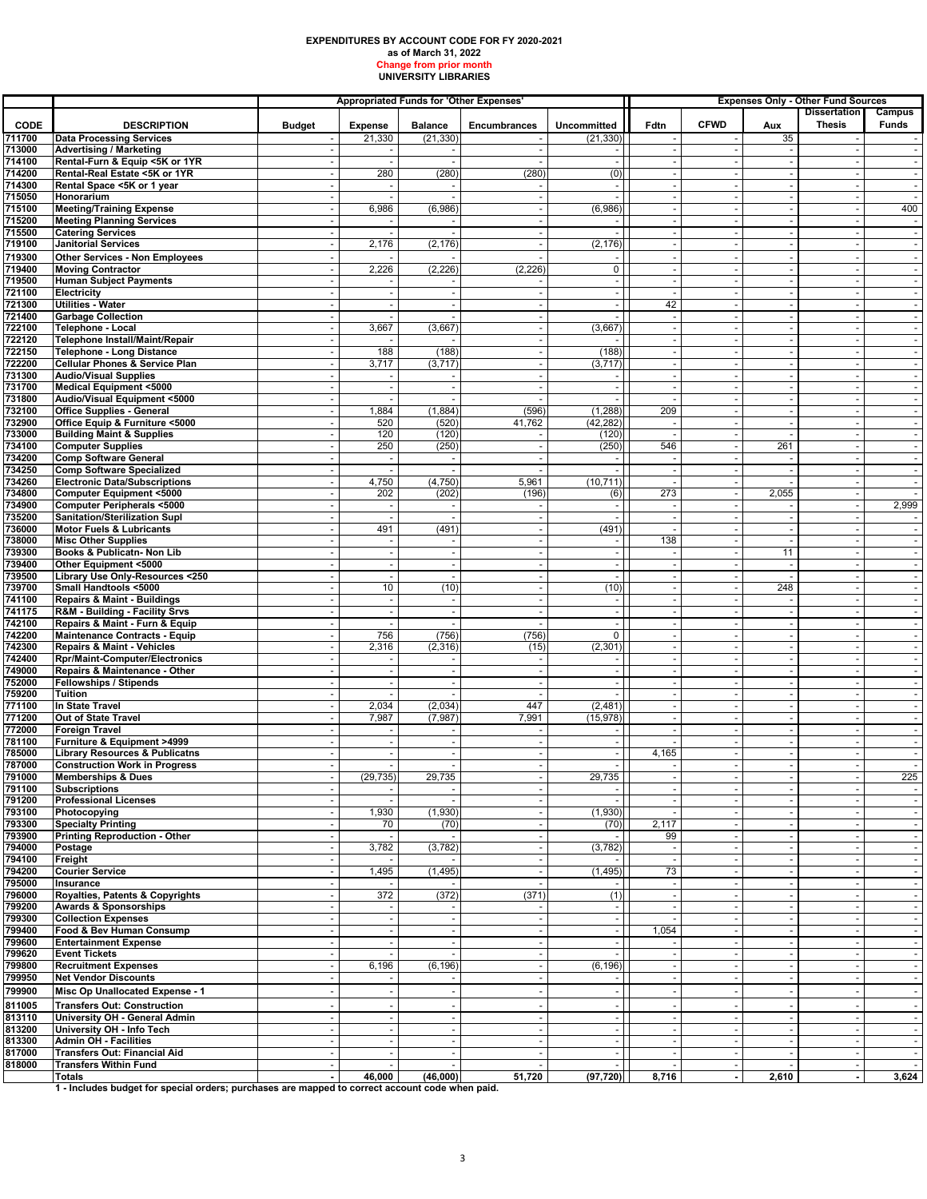**EXPENDITURES BY ACCOUNT CODE FOR FY 2020-2021**
**as of March 31, 2022**
**Change from prior month**
**UNIVERSITY LIBRARIES**

| | | Appropriated Funds for 'Other Expenses' | | | | | Expenses Only - Other Fund Sources | | | | |
|---|---|---|---|---|---|---|---|---|---|---|---|
| CODE | DESCRIPTION | Budget | Expense | Balance | Encumbrances | Uncommitted | Fdtn | CFWD | Aux | Dissertation Thesis | Campus Funds |
| 711700 | Data Processing Services | - | 21,330 | (21,330) | - | (21,330) | - | - | 35 | - | - |
| 713000 | Advertising / Marketing | - | - | - | - | - | - | - | - | - | - |
| 714100 | Rental-Furn & Equip <5K or 1YR | - | - | - | - | - | - | - | - | - | - |
| 714200 | Rental-Real Estate <5K or 1YR | - | 280 | (280) | (280) | (0) | - | - | - | - | - |
| 714300 | Rental Space <5K or 1 year | - | - | - | - | - | - | - | - | - | - |
| 715050 | Honorarium | - | - | - | - | - | - | - | - | - | - |
| 715100 | Meeting/Training Expense | - | 6,986 | (6,986) | - | (6,986) | - | - | - | - | 400 |
| 715200 | Meeting Planning Services | - | - | - | - | - | - | - | - | - | - |
| 715500 | Catering Services | - | - | - | - | - | - | - | - | - | - |
| 719100 | Janitorial Services | - | 2,176 | (2,176) | - | (2,176) | - | - | - | - | - |
| 719300 | Other Services - Non Employees | - | - | - | - | - | - | - | - | - | - |
| 719400 | Moving Contractor | - | 2,226 | (2,226) | (2,226) | 0 | - | - | - | - | - |
| 719500 | Human Subject Payments | - | - | - | - | - | - | - | - | - | - |
| 721100 | Electricity | - | - | - | - | - | - | - | - | - | - |
| 721300 | Utilities - Water | - | - | - | - | - | 42 | - | - | - | - |
| 721400 | Garbage Collection | - | - | - | - | - | - | - | - | - | - |
| 722100 | Telephone - Local | - | 3,667 | (3,667) | - | (3,667) | - | - | - | - | - |
| 722120 | Telephone Install/Maint/Repair | - | - | - | - | - | - | - | - | - | - |
| 722150 | Telephone - Long Distance | - | 188 | (188) | - | (188) | - | - | - | - | - |
| 722200 | Cellular Phones & Service Plan | - | 3,717 | (3,717) | - | (3,717) | - | - | - | - | - |
| 731300 | Audio/Visual Supplies | - | - | - | - | - | - | - | - | - | - |
| 731700 | Medical Equipment <5000 | - | - | - | - | - | - | - | - | - | - |
| 731800 | Audio/Visual Equipment <5000 | - | - | - | - | - | - | - | - | - | - |
| 732100 | Office Supplies - General | - | 1,884 | (1,884) | (596) | (1,288) | 209 | - | - | - | - |
| 732900 | Office Equip & Furniture <5000 | - | 520 | (520) | 41,762 | (42,282) | - | - | - | - | - |
| 733000 | Building Maint & Supplies | - | 120 | (120) | - | (120) | - | - | - | - | - |
| 734100 | Computer Supplies | - | 250 | (250) | - | (250) | 546 | - | 261 | - | - |
| 734200 | Comp Software General | - | - | - | - | - | - | - | - | - | - |
| 734250 | Comp Software Specialized | - | - | - | - | - | - | - | - | - | - |
| 734260 | Electronic Data/Subscriptions | - | 4,750 | (4,750) | 5,961 | (10,711) | - | - | - | - | - |
| 734800 | Computer Equipment <5000 | - | 202 | (202) | (196) | (6) | 273 | - | 2,055 | - | - |
| 734900 | Computer Peripherals <5000 | - | - | - | - | - | - | - | - | - | 2,999 |
| 735200 | Sanitation/Sterilization Supl | - | - | - | - | - | - | - | - | - | - |
| 736000 | Motor Fuels & Lubricants | - | 491 | (491) | - | (491) | - | - | - | - | - |
| 738000 | Misc Other Supplies | - | - | - | - | - | 138 | - | - | - | - |
| 739300 | Books & Publicatn- Non Lib | - | - | - | - | - | - | - | 11 | - | - |
| 739400 | Other Equipment <5000 | - | - | - | - | - | - | - | - | - | - |
| 739500 | Library Use Only-Resources <250 | - | - | - | - | - | - | - | - | - | - |
| 739700 | Small Handtools <5000 | - | 10 | (10) | - | (10) | - | - | 248 | - | - |
| 741100 | Repairs & Maint - Buildings | - | - | - | - | - | - | - | - | - | - |
| 741175 | R&M - Building - Facility Srvs | - | - | - | - | - | - | - | - | - | - |
| 742100 | Repairs & Maint - Furn & Equip | - | - | - | - | - | - | - | - | - | - |
| 742200 | Maintenance Contracts - Equip | - | 756 | (756) | (756) | 0 | - | - | - | - | - |
| 742300 | Repairs & Maint - Vehicles | - | 2,316 | (2,316) | (15) | (2,301) | - | - | - | - | - |
| 742400 | Rpr/Maint-Computer/Electronics | - | - | - | - | - | - | - | - | - | - |
| 749000 | Repairs & Maintenance - Other | - | - | - | - | - | - | - | - | - | - |
| 752000 | Fellowships / Stipends | - | - | - | - | - | - | - | - | - | - |
| 759200 | Tuition | - | - | - | - | - | - | - | - | - | - |
| 771100 | In State Travel | - | 2,034 | (2,034) | 447 | (2,481) | - | - | - | - | - |
| 771200 | Out of State Travel | - | 7,987 | (7,987) | 7,991 | (15,978) | - | - | - | - | - |
| 772000 | Foreign Travel | - | - | - | - | - | - | - | - | - | - |
| 781100 | Furniture & Equipment >4999 | - | - | - | - | - | - | - | - | - | - |
| 785000 | Library Resources & Publicatns | - | - | - | - | - | 4,165 | - | - | - | - |
| 787000 | Construction Work in Progress | - | - | - | - | - | - | - | - | - | - |
| 791000 | Memberships & Dues | - | (29,735) | 29,735 | - | 29,735 | - | - | - | - | 225 |
| 791100 | Subscriptions | - | - | - | - | - | - | - | - | - | - |
| 791200 | Professional Licenses | - | - | - | - | - | - | - | - | - | - |
| 793100 | Photocopying | - | 1,930 | (1,930) | - | (1,930) | - | - | - | - | - |
| 793300 | Specialty Printing | - | 70 | (70) | - | (70) | 2,117 | - | - | - | - |
| 793900 | Printing Reproduction - Other | - | - | - | - | - | 99 | - | - | - | - |
| 794000 | Postage | - | 3,782 | (3,782) | - | (3,782) | - | - | - | - | - |
| 794100 | Freight | - | - | - | - | - | - | - | - | - | - |
| 794200 | Courier Service | - | 1,495 | (1,495) | - | (1,495) | 73 | - | - | - | - |
| 795000 | Insurance | - | - | - | - | - | - | - | - | - | - |
| 796000 | Royalties, Patents & Copyrights | - | 372 | (372) | (371) | (1) | - | - | - | - | - |
| 799200 | Awards & Sponsorships | - | - | - | - | - | - | - | - | - | - |
| 799300 | Collection Expenses | - | - | - | - | - | - | - | - | - | - |
| 799400 | Food & Bev Human Consump | - | - | - | - | - | 1,054 | - | - | - | - |
| 799600 | Entertainment Expense | - | - | - | - | - | - | - | - | - | - |
| 799620 | Event Tickets | - | - | - | - | - | - | - | - | - | - |
| 799800 | Recruitment Expenses | - | 6,196 | (6,196) | - | (6,196) | - | - | - | - | - |
| 799950 | Net Vendor Discounts | - | - | - | - | - | - | - | - | - | - |
| 799900 | Misc Op Unallocated Expense - 1 | - | - | - | - | - | - | - | - | - | - |
| 811005 | Transfers Out: Construction | - | - | - | - | - | - | - | - | - | - |
| 813110 | University OH - General Admin | - | - | - | - | - | - | - | - | - | - |
| 813200 | University OH - Info Tech | - | - | - | - | - | - | - | - | - | - |
| 813300 | Admin OH - Facilities | - | - | - | - | - | - | - | - | - | - |
| 817000 | Transfers Out: Financial Aid | - | - | - | - | - | - | - | - | - | - |
| 818000 | Transfers Within Fund | - | - | - | - | - | - | - | - | - | - |
| | **Totals** | **-** | **46,000** | **(46,000)** | **51,720** | **(97,720)** | **8,716** | **-** | **2,610** | **-** | **3,624** |

1 - Includes budget for special orders; purchases are mapped to correct account code when paid.